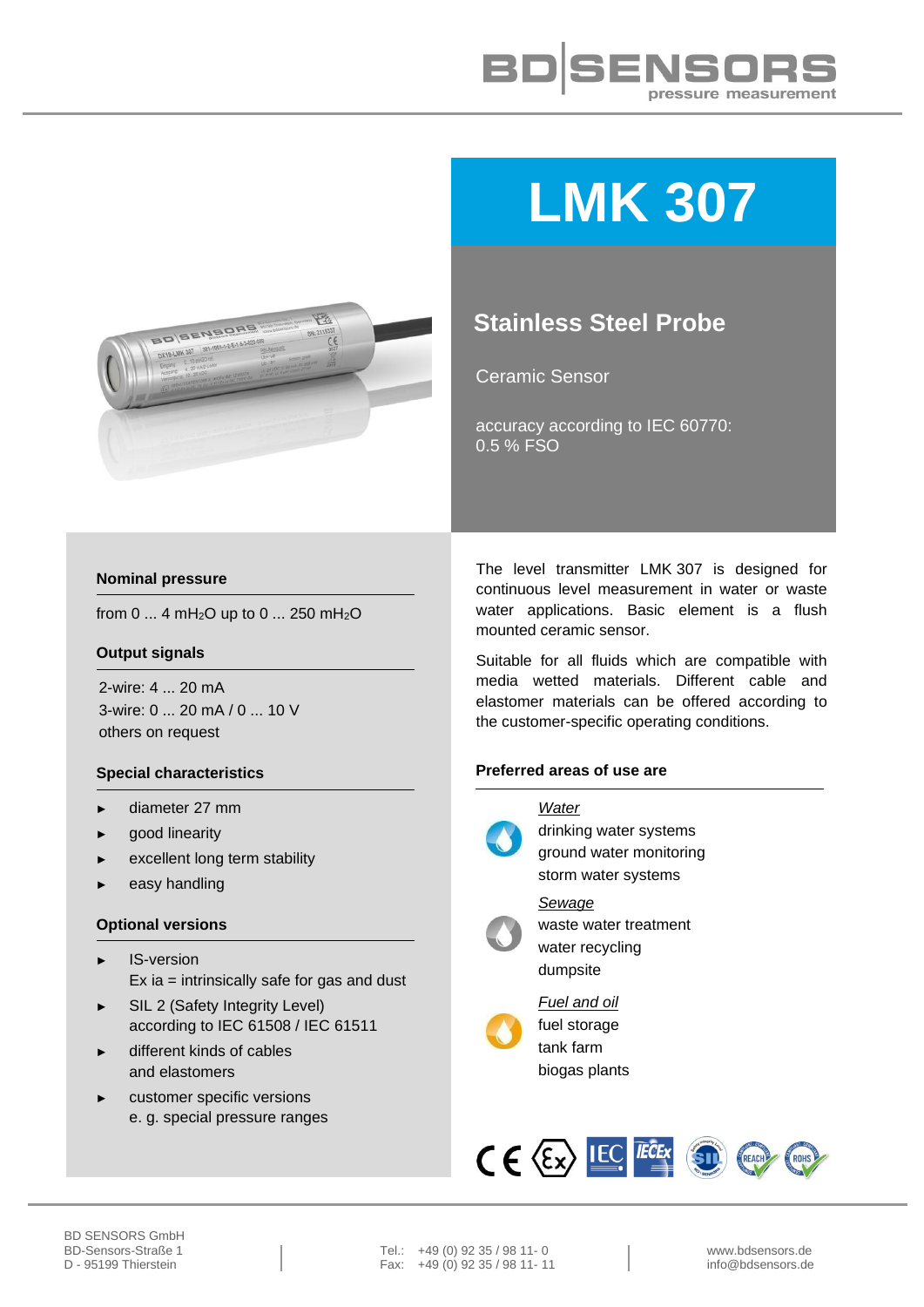# LMK 307

## Stainless Steel Probe

Ceramic Sensor

accuracy according to IEC 60770:
0.5 % FSO

### Nominal pressure

from 0 ... 4 $mH_2O$ up to 0 ... 250 $mH_2O$

### Output signals

2-wire: 4 ... 20 mA
3-wire: 0 ... 20 mA / 0 ... 10 V
others on request

### Special characteristics

- diameter 27 mm
- good linearity
- excellent long term stability
- easy handling

### Optional versions

- IS-version
  Ex ia = intrinsically safe for gas and dust
- SIL 2 (Safety Integrity Level)
  according to IEC 61508 / IEC 61511
- different kinds of cables
  and elastomers
- customer specific versions
  e. g. special pressure ranges

The level transmitter LMK 307 is designed for continuous level measurement in water or waste water applications. Basic element is a flush mounted ceramic sensor.

Suitable for all fluids which are compatible with media wetted materials. Different cable and elastomer materials can be offered according to the customer-specific operating conditions.

### Preferred areas of use are

*Water*
drinking water systems
ground water monitoring
storm water systems

*Sewage*
waste water treatment
water recycling
dumpsite

*Fuel and oil*
fuel storage
tank farm
biogas plants

BD SENSORS GmbH
BD-Sensors-Straße 1
D - 95199 Thierstein

Tel.: +49 (0) 92 35 / 98 11- 0
Fax: +49 (0) 92 35 / 98 11- 11

www.bdsensors.de
info@bdsensors.de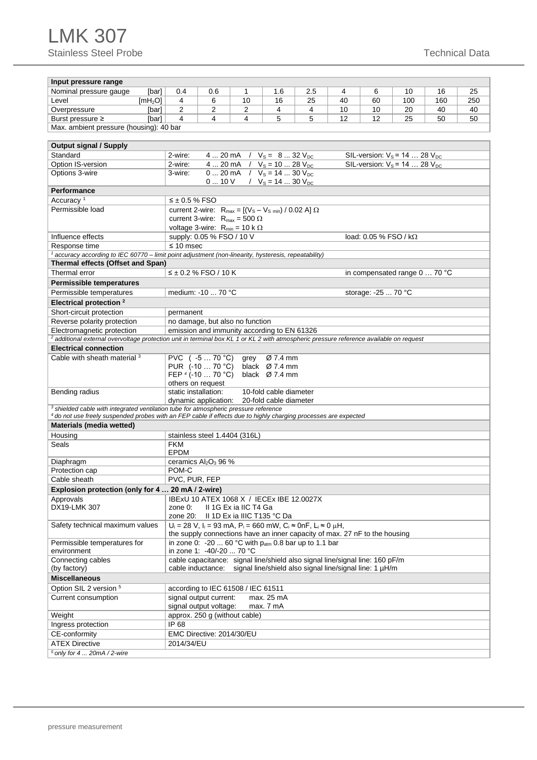# LMK 307

Stainless Steel Probe

Technical Data

| Input pressure range | | | | | | | | | | | |
|---|---|---|---|---|---|---|---|---|---|---|---|
| Nominal pressure gauge | [bar] | 0.4 | 0.6 | 1 | 1.6 | 2.5 | 4 | 6 | 10 | 16 | 25 |
| Level | [$mH_2O$] | 4 | 6 | 10 | 16 | 25 | 40 | 60 | 100 | 160 | 250 |
| Overpressure | [bar] | 2 | 2 | 2 | 4 | 4 | 10 | 10 | 20 | 40 | 40 |
| Burst pressure ≥ | [bar] | 4 | 4 | 4 | 5 | 5 | 12 | 12 | 25 | 50 | 50 |
| Max. ambient pressure (housing): 40 bar | | | | | | | | | | | |

| **Output signal / Supply** | |
|---|---|
| Standard | 2-wire: 4 ... 20 mA / $V_S$ = 8 ... 32 $V_{DC}$ SIL-version: $V_S$ = 14 … 28 $V_{DC}$ |
| Option IS-version | 2-wire: 4 ... 20 mA / $V_S$ = 10 ... 28 $V_{DC}$ SIL-version: $V_S$ = 14 … 28 $V_{DC}$ |
| Options 3-wire | 3-wire: 0 ... 20 mA / $V_S$ = 14 ... 30 $V_{DC}$<br>0 ... 10 V / $V_S$ = 14 ... 30 $V_{DC}$ |
| **Performance** | |
| Accuracy [1] | ≤ ± 0.5 % FSO |
| Permissible load | current 2-wire: $R_{max} = [(V_S - V_{S\ min}) / 0.02\ A]\ \Omega$<br>current 3-wire: $R_{max} = 500\ \Omega$<br>voltage 3-wire: $R_{min} = 10\ k\Omega$ |
| Influence effects | supply: 0.05 % FSO / 10 V load: 0.05 % FSO / kΩ |
| Response time | ≤ 10 msec |
| *[1] accuracy according to IEC 60770 – limit point adjustment (non-linearity, hysteresis, repeatability)* | |
| **Thermal effects (Offset and Span)** | |
| Thermal error | ≤ ± 0.2 % FSO / 10 K in compensated range 0 … 70 °C |
| **Permissible temperatures** | |
| Permissible temperatures | medium: -10 ... 70 °C storage: -25 ... 70 °C |
| **Electrical protection [2]** | |
| Short-circuit protection | permanent |
| Reverse polarity protection | no damage, but also no function |
| Electromagnetic protection | emission and immunity according to EN 61326 |
| *[2] additional external overvoltage protection unit in terminal box KL 1 or KL 2 with atmospheric pressure reference available on request* | |
| **Electrical connection** | |
| Cable with sheath material [3] | PVC ( -5 … 70 °C) grey Ø 7.4 mm<br>PUR (-10 … 70 °C) black Ø 7.4 mm<br>FEP [4] (-10 … 70 °C) black Ø 7.4 mm<br>others on request |
| Bending radius | static installation: 10-fold cable diameter<br>dynamic application: 20-fold cable diameter |
| *[3] shielded cable with integrated ventilation tube for atmospheric pressure reference*<br>*[4] do not use freely suspended probes with an FEP cable if effects due to highly charging processes are expected* | |
| **Materials (media wetted)** | |
| Housing | stainless steel 1.4404 (316L) |
| Seals | FKM<br>EPDM |
| Diaphragm | ceramics $Al_2O_3$ 96 % |
| Protection cap | POM-C |
| Cable sheath | PVC, PUR, FEP |
| **Explosion protection (only for 4 … 20 mA / 2-wire)** | |
| Approvals<br>DX19-LMK 307 | IBExU 10 ATEX 1068 X / IECEx IBE 12.0027X<br>zone 0: II 1G Ex ia IIC T4 Ga<br>zone 20: II 1D Ex ia IIIC T135 °C Da |
| Safety technical maximum values | $U_i$ = 28 V, $I_i$ = 93 mA, $P_i$ = 660 mW, $C_i$ ≈ 0nF, $L_i$ ≈ 0 µH,<br>the supply connections have an inner capacity of max. 27 nF to the housing |
| Permissible temperatures for environment | in zone 0: -20 ... 60 °C with $p_{atm}$ 0.8 bar up to 1.1 bar<br>in zone 1: -40/-20 ... 70 °C |
| Connecting cables (by factory) | cable capacitance: signal line/shield also signal line/signal line: 160 pF/m<br>cable inductance: signal line/shield also signal line/signal line: 1 µH/m |
| **Miscellaneous** | |
| Option SIL 2 version [5] | according to IEC 61508 / IEC 61511 |
| Current consumption | signal output current: max. 25 mA<br>signal output voltage: max. 7 mA |
| Weight | approx. 250 g (without cable) |
| Ingress protection | IP 68 |
| CE-conformity | EMC Directive: 2014/30/EU |
| ATEX Directive | 2014/34/EU |
| *[5] only for 4 ... 20mA / 2-wire* | |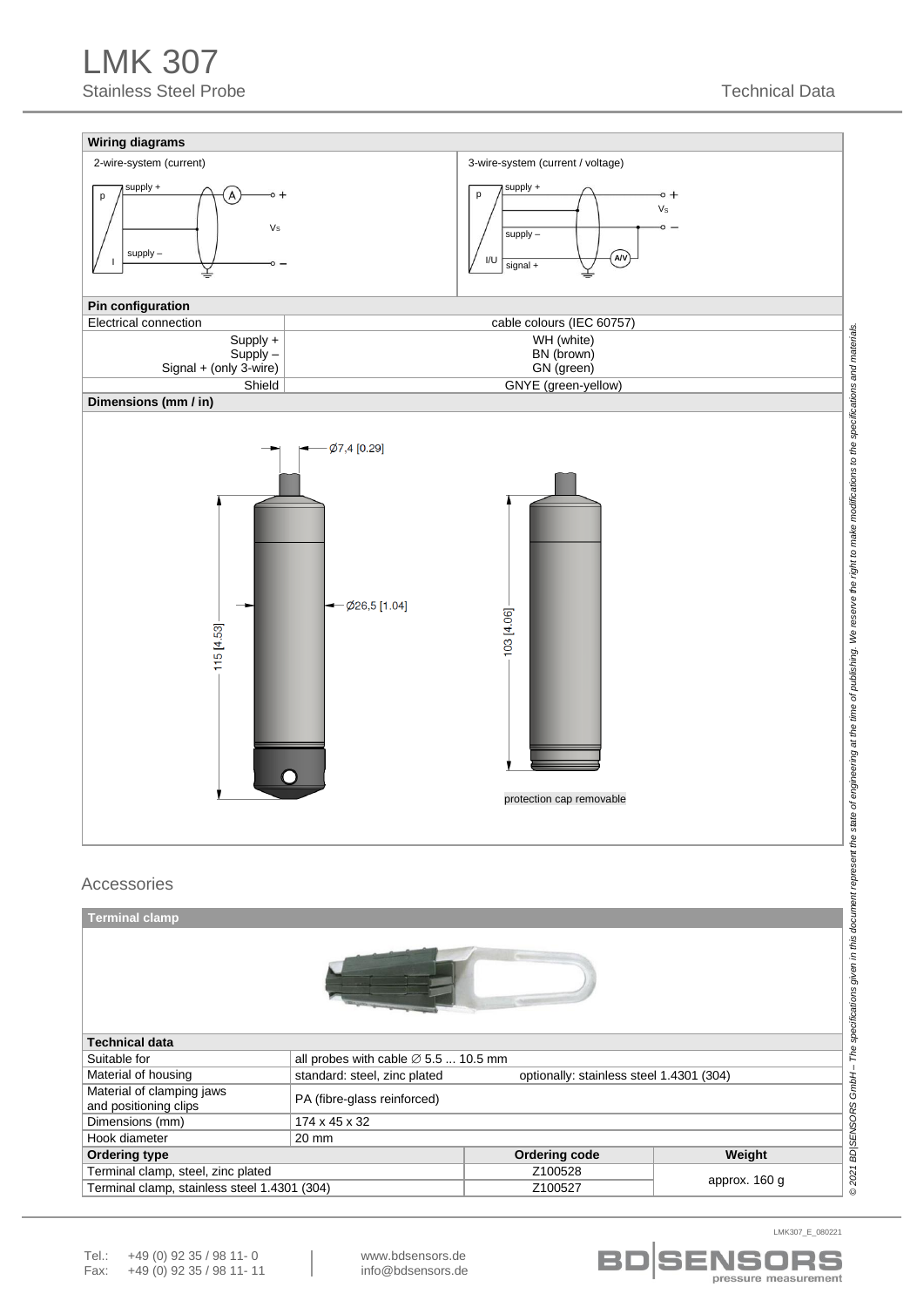# LMK 307

Stainless Steel Probe

Technical Data

## Wiring diagrams

2-wire-system (current)

3-wire-system (current / voltage)

## Pin configuration

| Electrical connection | cable colours (IEC 60757) |
|---|---|
| Supply +<br>Supply –<br>Signal + (only 3-wire) | WH (white)<br>BN (brown)<br>GN (green) |
| Shield | GNYE (green-yellow) |

## Dimensions (mm / in)

Ø7,4 [0.29]

Ø26,5 [1.04]

115 [4.53]

103 [4.06]

protection cap removable

## Accessories

### Terminal clamp

| Technical data | | | |
|---|---|---|---|
| Suitable for | all probes with cable ∅ 5.5 ... 10.5 mm | | |
| Material of housing | standard: steel, zinc plated | optionally: stainless steel 1.4301 (304) | |
| Material of clamping jaws and positioning clips | PA (fibre-glass reinforced) | | |
| Dimensions (mm) | 174 x 45 x 32 | | |
| Hook diameter | 20 mm | | |

| Ordering type | Ordering code | Weight |
|---|---|---|
| Terminal clamp, steel, zinc plated | Z100528 | approx. 160 g |
| Terminal clamp, stainless steel 1.4301 (304) | Z100527 | |

© 2021 BD|SENSORS GmbH – The specifications given in this document represent the state of engineering at the time of publishing. We reserve the right to make modifications to the specifications and materials.

LMK307_E_080221

Tel.: +49 (0) 92 35 / 98 11- 0
Fax: +49 (0) 92 35 / 98 11- 11

www.bdsensors.de
info@bdsensors.de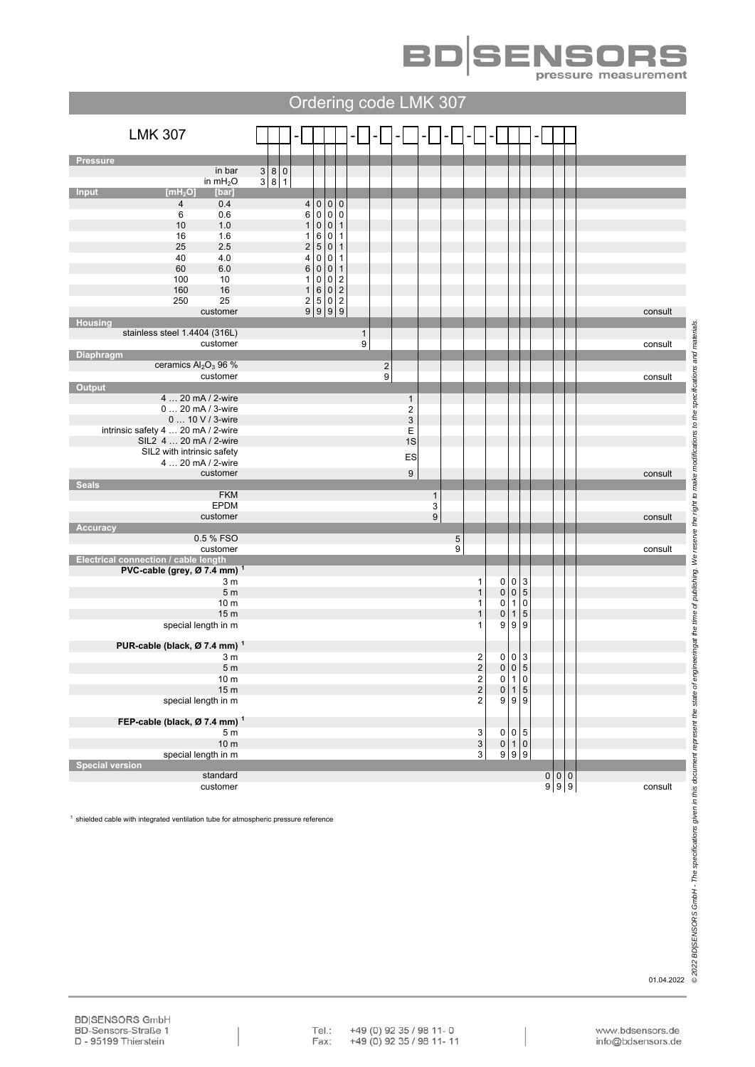# Ordering code LMK 307

**LMK 307** [ ][ ][ ] - [ ][ ][ ][ ] - [ ] - [ ] - [ ][ ] - [ ] - [ ] - [ ] - [ ][ ][ ] - [ ][ ][ ]

| | Code | |
|---|---|---|
| **Pressure** | | |
| in bar | 3 8 0 | |
| in $mH_2O$ | 3 8 1 | |
| **Input** [$mH_2O$] [bar] | | |
| 4 / 0.4 | 4 0 0 0 | |
| 6 / 0.6 | 6 0 0 0 | |
| 10 / 1.0 | 1 0 0 1 | |
| 16 / 1.6 | 1 6 0 1 | |
| 25 / 2.5 | 2 5 0 1 | |
| 40 / 4.0 | 4 0 0 1 | |
| 60 / 6.0 | 6 0 0 1 | |
| 100 / 10 | 1 0 0 2 | |
| 160 / 16 | 1 6 0 2 | |
| 250 / 25 | 2 5 0 2 | |
| customer | 9 9 9 9 | consult |
| **Housing** | | |
| stainless steel 1.4404 (316L) | 1 | |
| customer | 9 | consult |
| **Diaphragm** | | |
| ceramics $Al_2O_3$ 96 % | 2 | |
| customer | 9 | consult |
| **Output** | | |
| 4 … 20 mA / 2-wire | 1 | |
| 0 … 20 mA / 3-wire | 2 | |
| 0 … 10 V / 3-wire | 3 | |
| intrinsic safety 4 … 20 mA / 2-wire | E | |
| SIL2 4 … 20 mA / 2-wire | 1S | |
| SIL2 with intrinsic safety 4 … 20 mA / 2-wire | ES | |
| customer | 9 | consult |
| **Seals** | | |
| FKM | 1 | |
| EPDM | 3 | |
| customer | 9 | consult |
| **Accuracy** | | |
| 0.5 % FSO | 5 | |
| customer | 9 | consult |
| **Electrical connection / cable length** | | |
| **PVC-cable (grey, Ø 7.4 mm)** [1] | | |
| 3 m | 1 - 0 0 3 | |
| 5 m | 1 - 0 0 5 | |
| 10 m | 1 - 0 1 0 | |
| 15 m | 1 - 0 1 5 | |
| special length in m | 1 - 9 9 9 | |
| **PUR-cable (black, Ø 7.4 mm)** [1] | | |
| 3 m | 2 - 0 0 3 | |
| 5 m | 2 - 0 0 5 | |
| 10 m | 2 - 0 1 0 | |
| 15 m | 2 - 0 1 5 | |
| special length in m | 2 - 9 9 9 | |
| **FEP-cable (black, Ø 7.4 mm)** [1] | | |
| 5 m | 3 - 0 0 5 | |
| 10 m | 3 - 0 1 0 | |
| special length in m | 3 - 9 9 9 | |
| **Special version** | | |
| standard | 0 0 0 | |
| customer | 9 9 9 | consult |

[1] shielded cable with integrated ventilation tube for atmospheric pressure reference

01.04.2022

© 2022 BD|SENSORS GmbH - The specifications given in this document represent the state of engineering at the time of publishing. We reserve the right to make modifications to the specifications and materials.

BD|SENSORS GmbH
BD-Sensors-Straße 1
D - 95199 Thierstein

Tel.: +49 (0) 92 35 / 98 11- 0
Fax: +49 (0) 92 35 / 98 11- 11

www.bdsensors.de
info@bdsensors.de